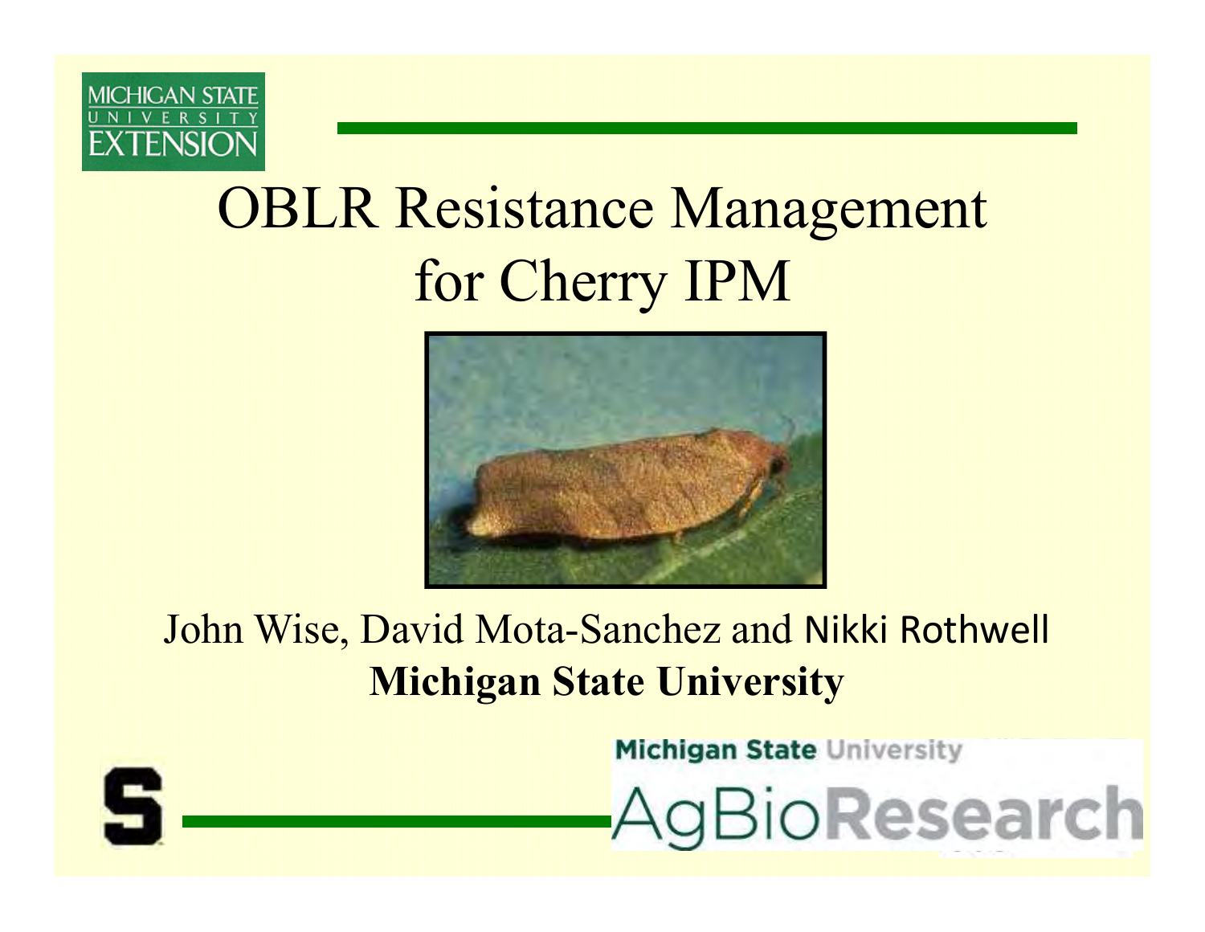MICHIGAN STATE UNIVERSITY EXTENSION

# OBLR Resistance Management for Cherry IPM

John Wise, David Mota-Sanchez and Nikki Rothwell

**Michigan State University**

Michigan State University AgBioResearch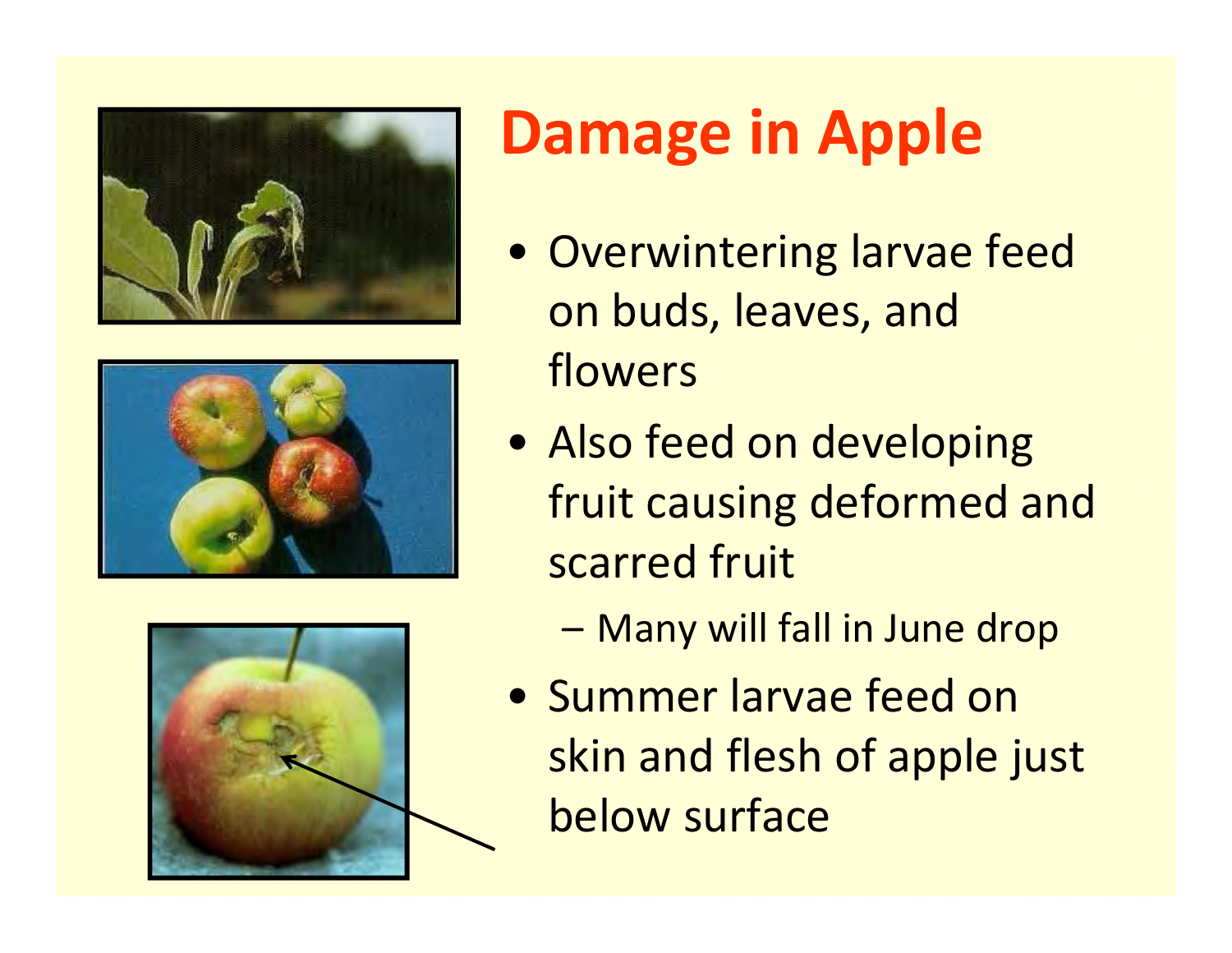# Damage in Apple

- Overwintering larvae feed on buds, leaves, and flowers
- Also feed on developing fruit causing deformed and scarred fruit
  - Many will fall in June drop
- Summer larvae feed on skin and flesh of apple just below surface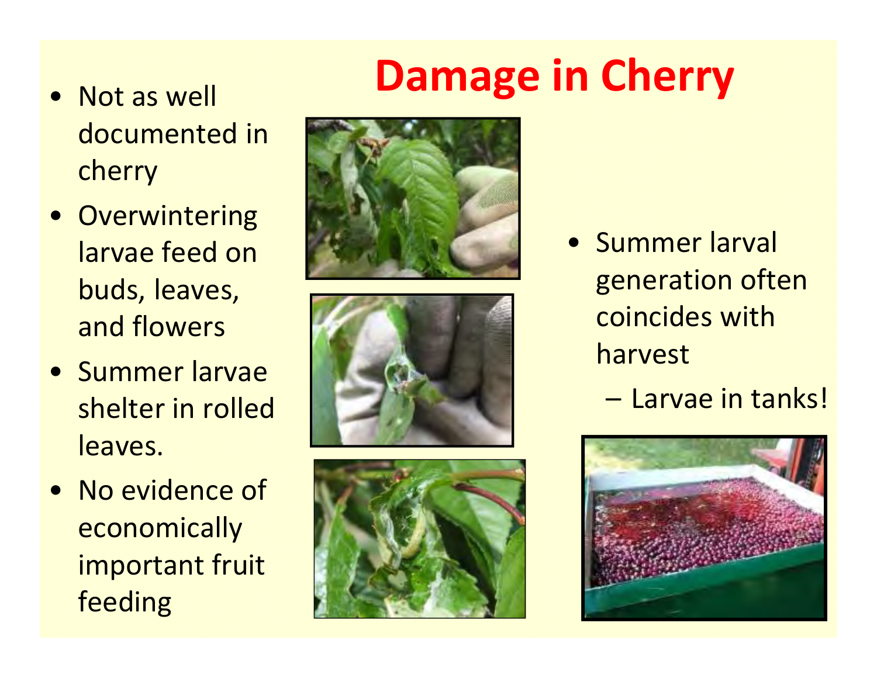# Damage in Cherry

- Not as well documented in cherry
- Overwintering larvae feed on buds, leaves, and flowers
- Summer larvae shelter in rolled leaves.
- No evidence of economically important fruit feeding

- Summer larval generation often coincides with harvest
  - Larvae in tanks!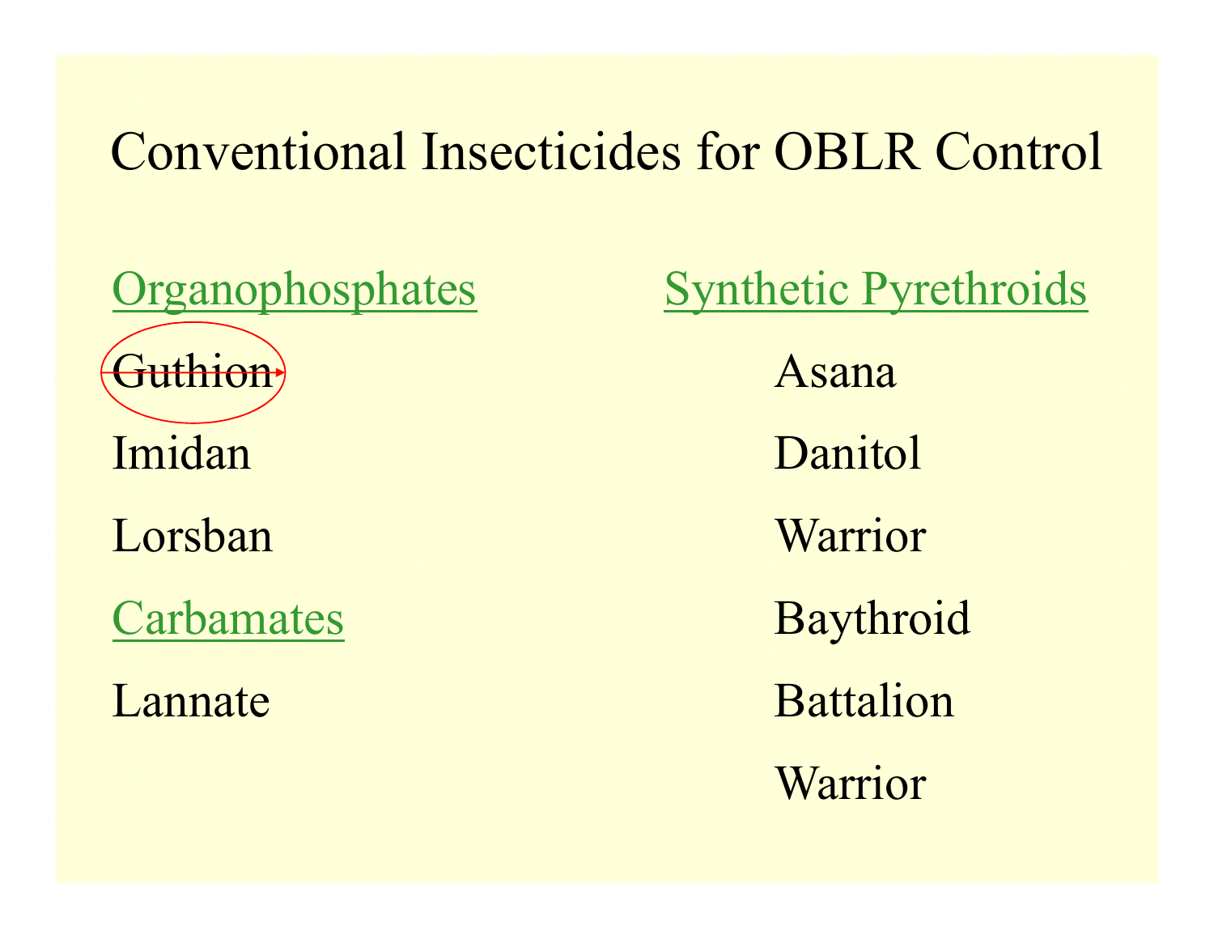# Conventional Insecticides for OBLR Control

## Organophosphates

- ~~Guthion~~
- Imidan
- Lorsban

## Carbamates

- Lannate

## Synthetic Pyrethroids

- Asana
- Danitol
- Warrior
- Baythroid
- Battalion
- Warrior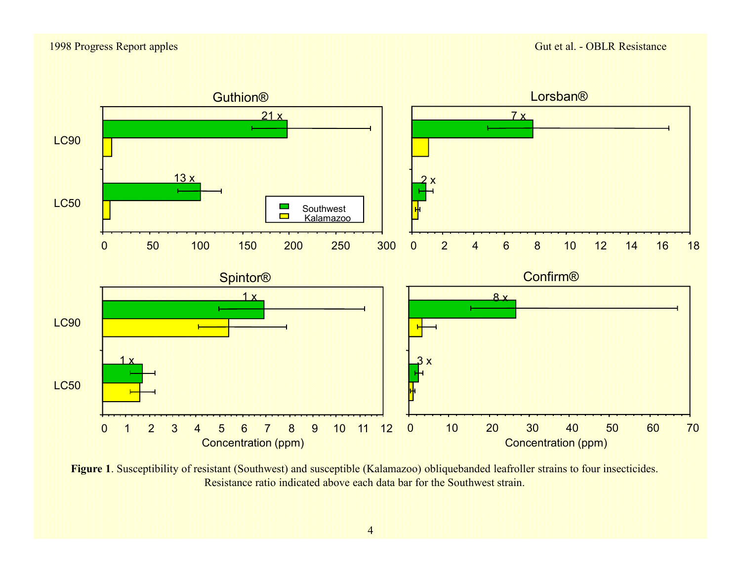**Figure 1**. Susceptibility of resistant (Southwest) and susceptible (Kalamazoo) obliquebanded leafroller strains to four insecticides. Resistance ratio indicated above each data bar for the Southwest strain.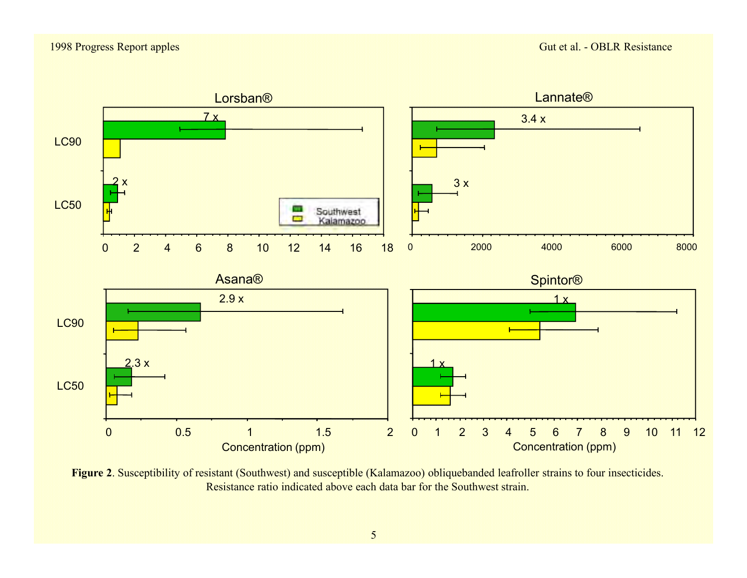**Figure 2**. Susceptibility of resistant (Southwest) and susceptible (Kalamazoo) obliquebanded leafroller strains to four insecticides. Resistance ratio indicated above each data bar for the Southwest strain.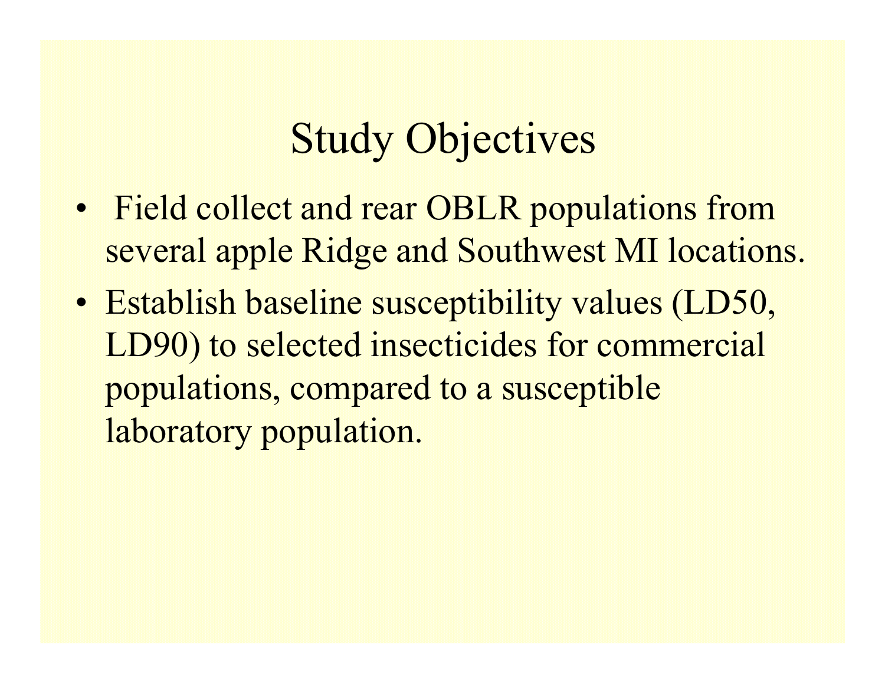# Study Objectives

- Field collect and rear OBLR populations from several apple Ridge and Southwest MI locations.
- Establish baseline susceptibility values (LD50, LD90) to selected insecticides for commercial populations, compared to a susceptible laboratory population.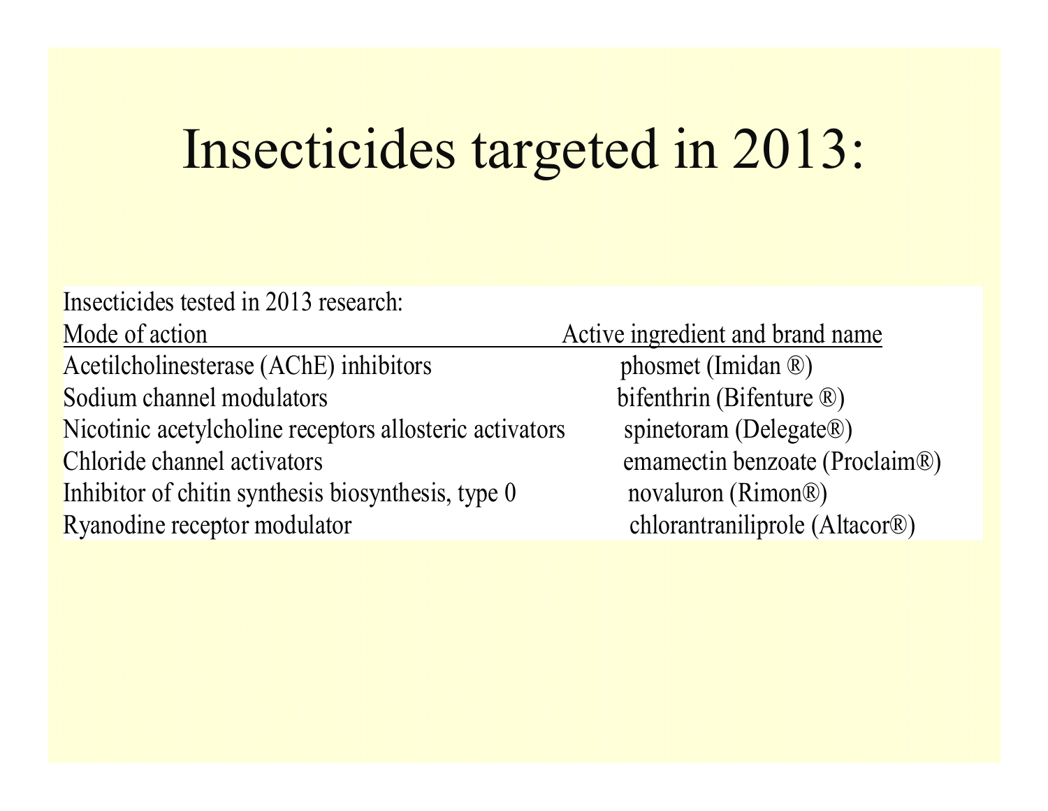# Insecticides targeted in 2013:

Insecticides tested in 2013 research:

| Mode of action | Active ingredient and brand name |
|---|---|
| Acetilcholinesterase (AChE) inhibitors | phosmet (Imidan ®) |
| Sodium channel modulators | bifenthrin (Bifenture ®) |
| Nicotinic acetylcholine receptors allosteric activators | spinetoram (Delegate®) |
| Chloride channel activators | emamectin benzoate (Proclaim®) |
| Inhibitor of chitin synthesis biosynthesis, type 0 | novaluron (Rimon®) |
| Ryanodine receptor modulator | chlorantraniliprole (Altacor®) |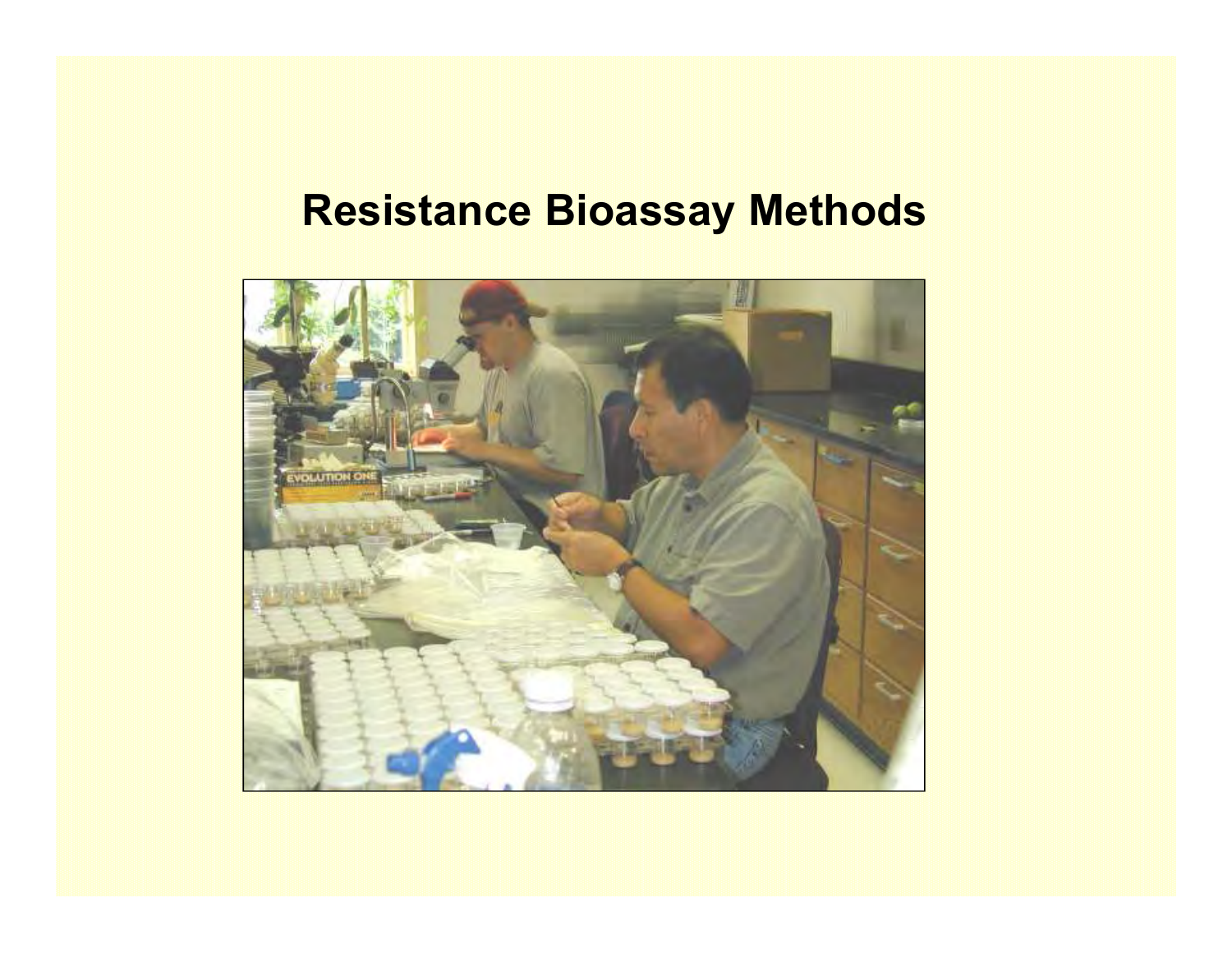# Resistance Bioassay Methods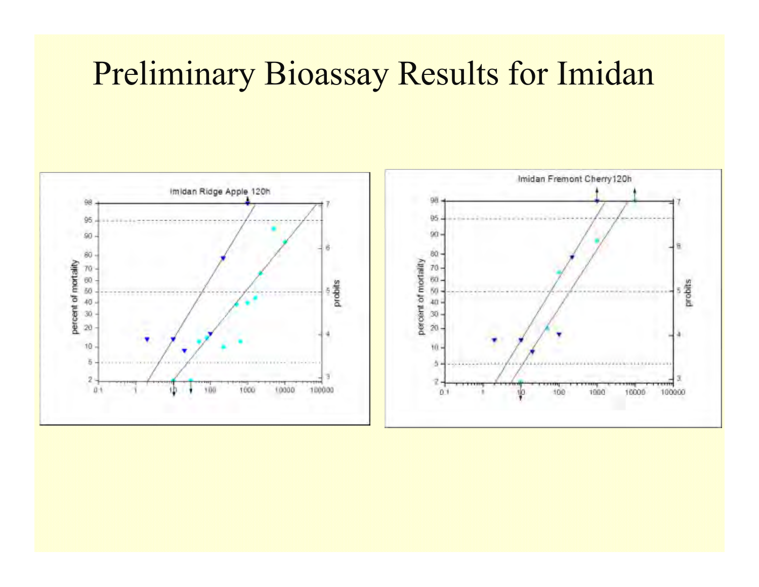# Preliminary Bioassay Results for Imidan

Imidan Ridge Apple 120h

Imidan Fremont Cherry120h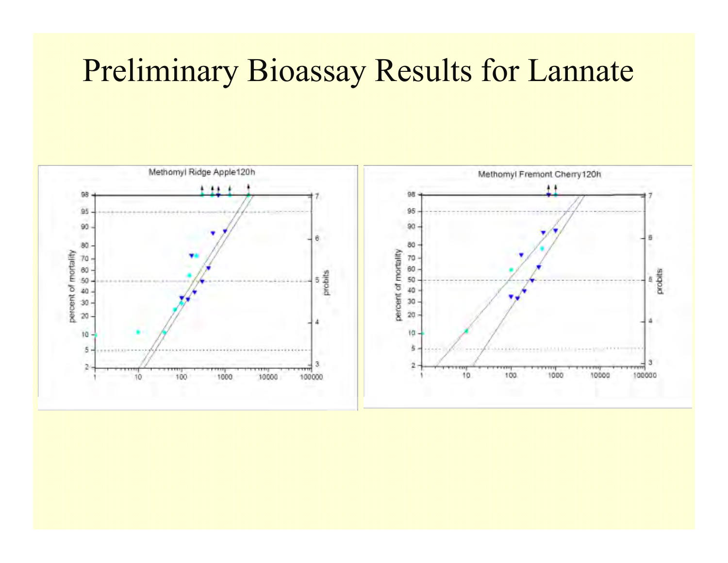# Preliminary Bioassay Results for Lannate

Methomyl Ridge Apple120h

Methomyl Fremont Cherry120h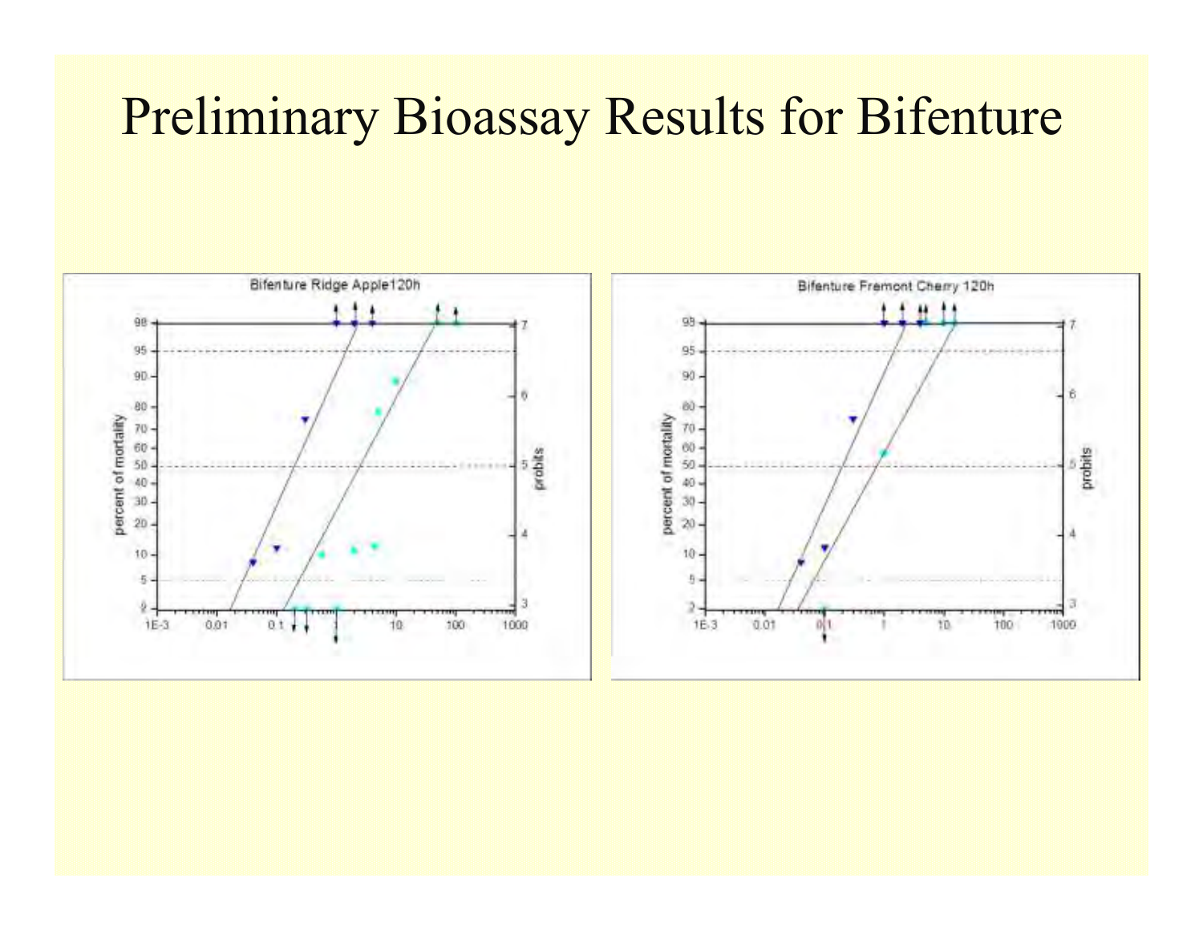# Preliminary Bioassay Results for Bifenture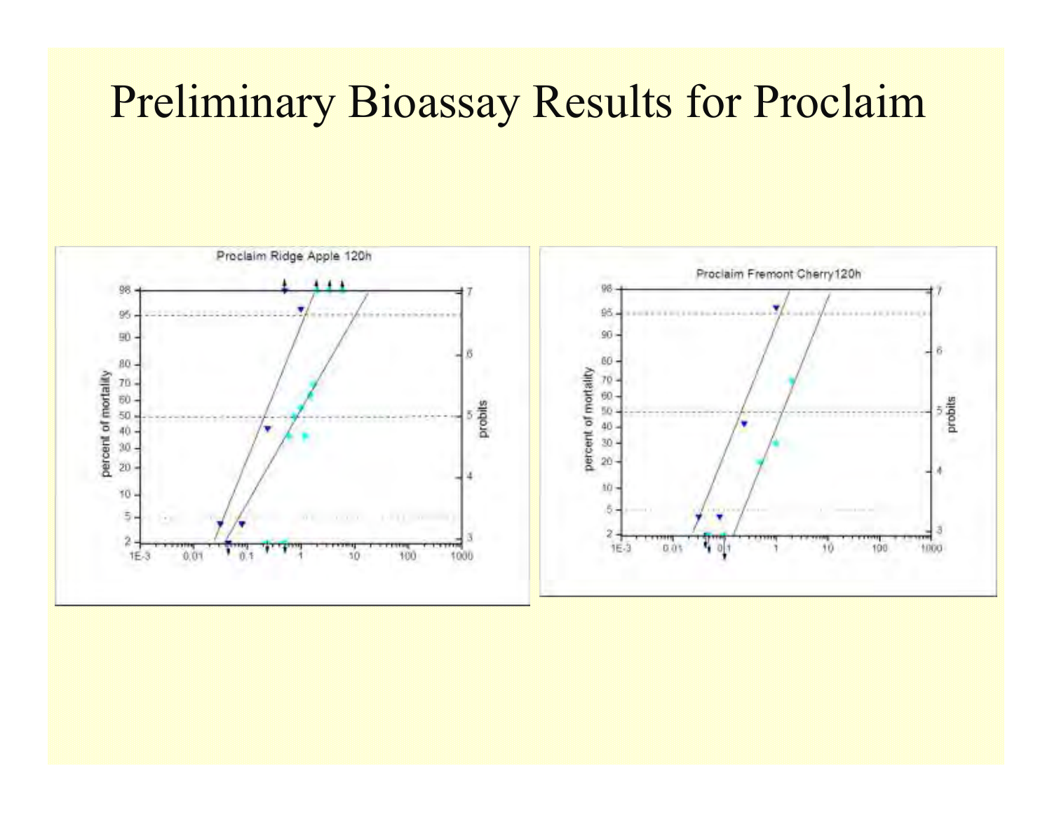# Preliminary Bioassay Results for Proclaim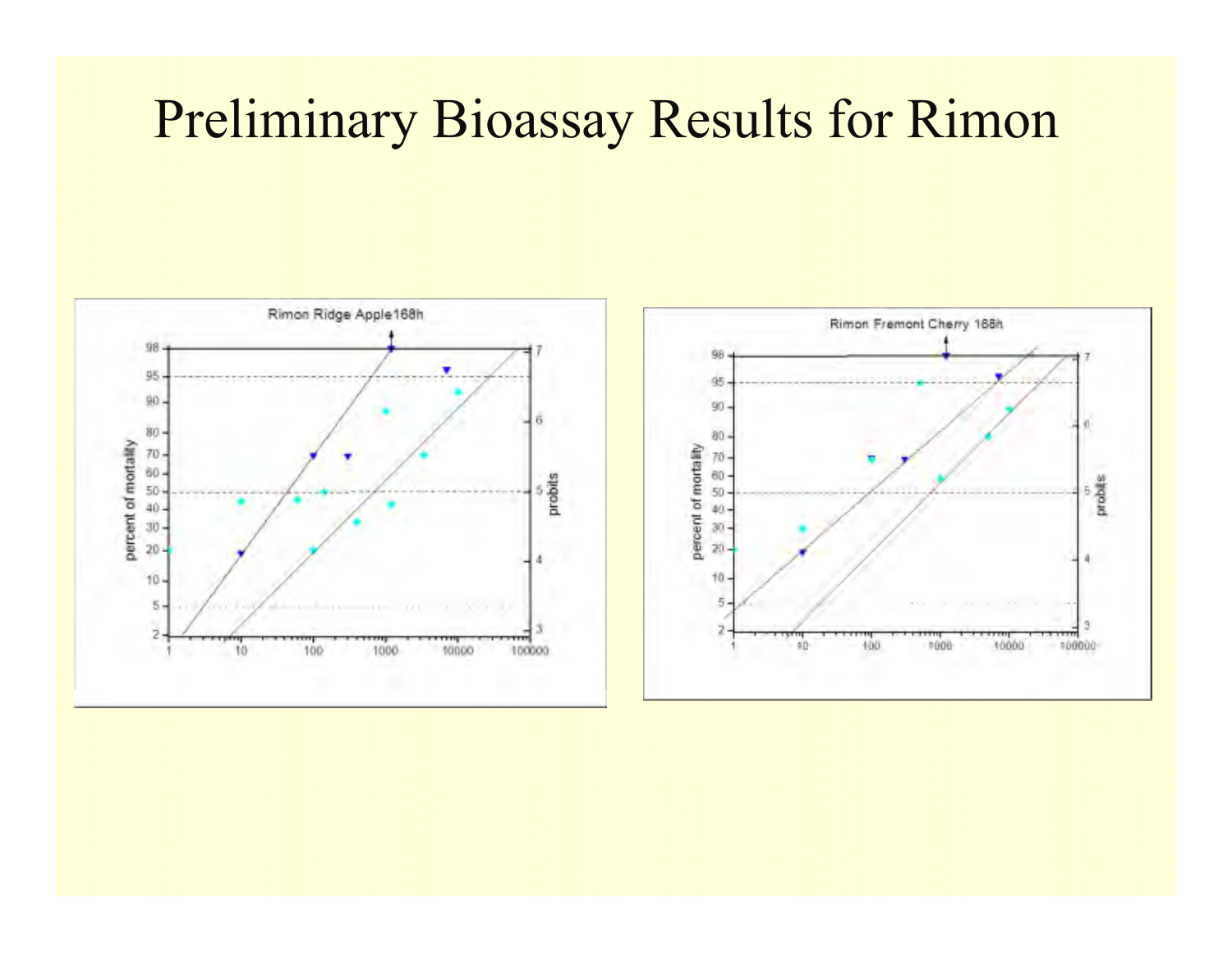# Preliminary Bioassay Results for Rimon

Rimon Ridge Apple168h

Rimon Fremont Cherry 168h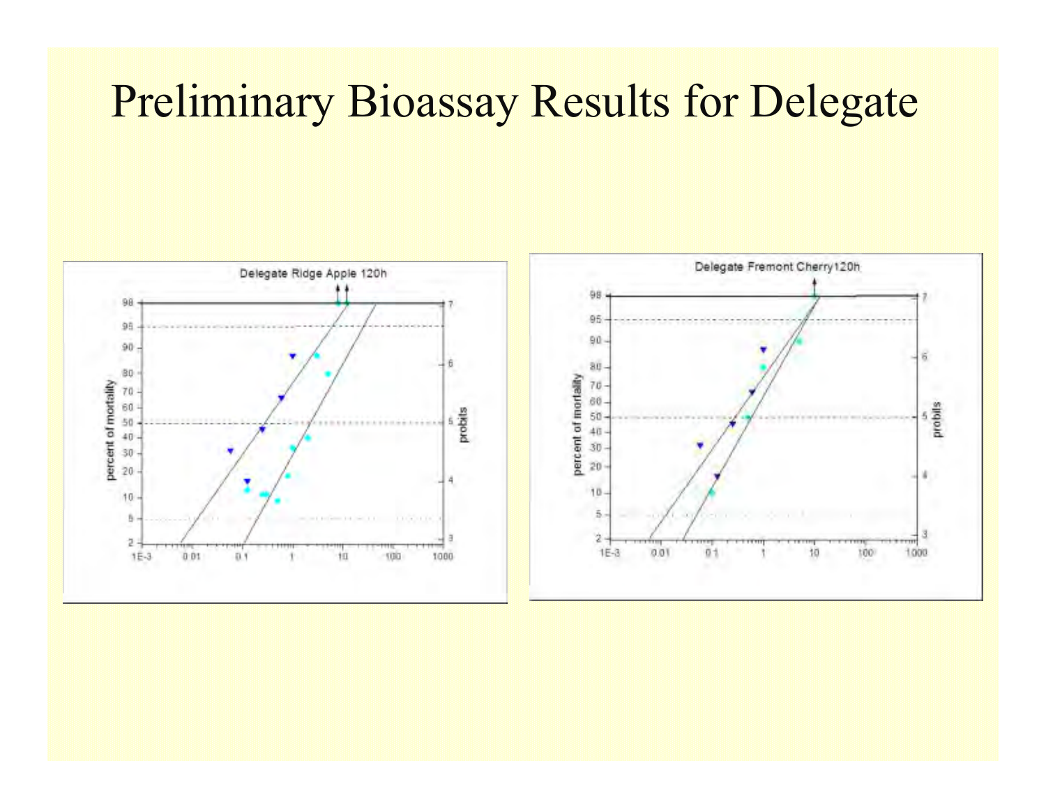# Preliminary Bioassay Results for Delegate

Delegate Ridge Apple 120h

Delegate Fremont Cherry120h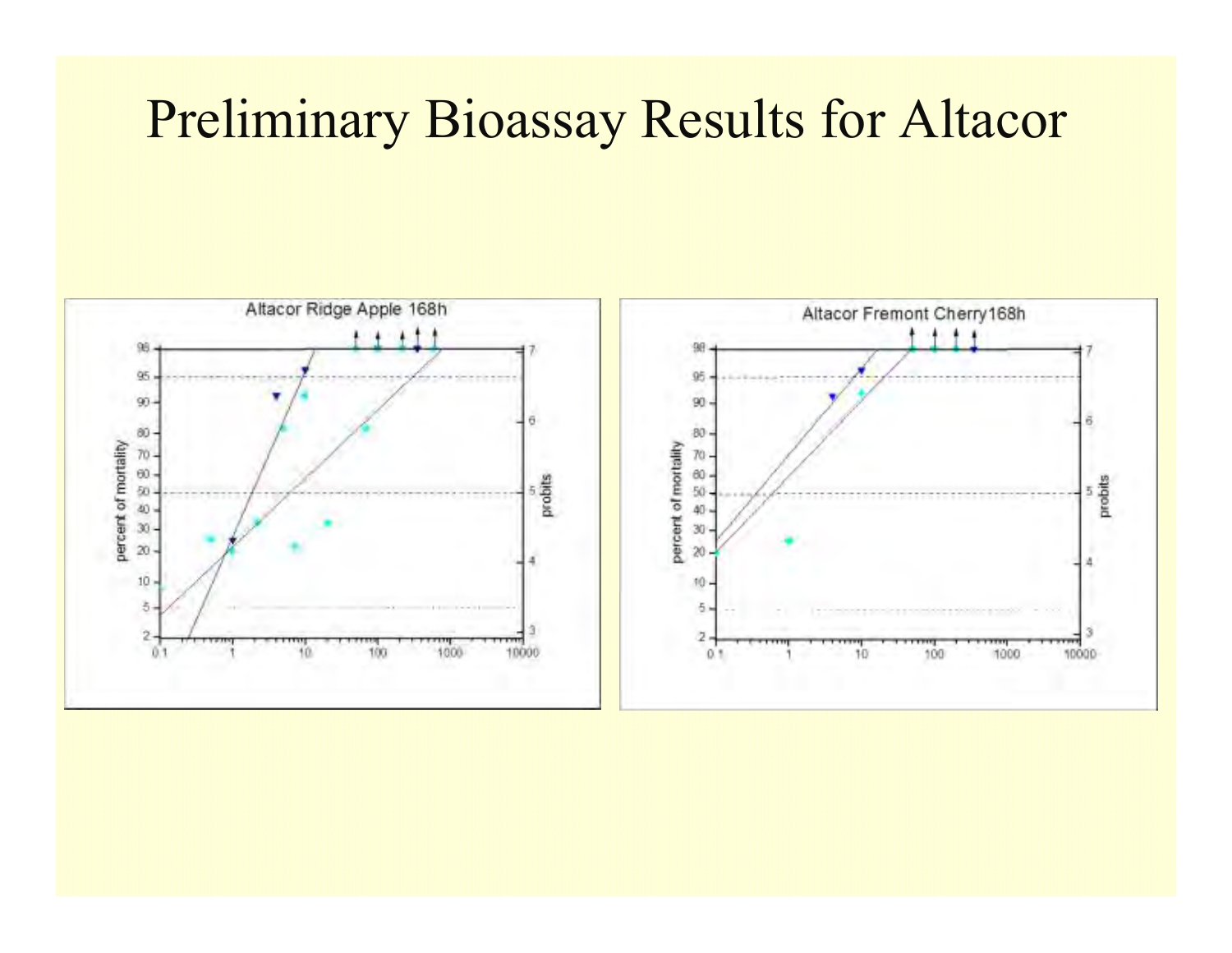# Preliminary Bioassay Results for Altacor

Altacor Ridge Apple 168h

Altacor Fremont Cherry168h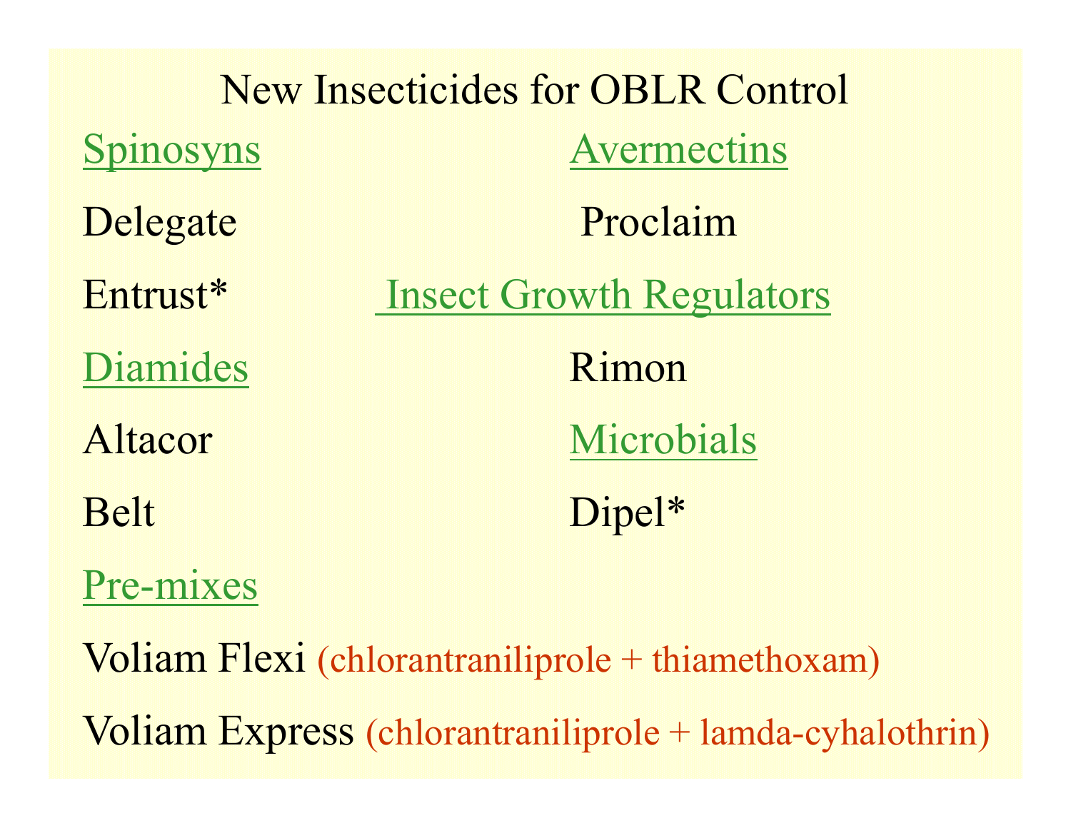# New Insecticides for OBLR Control

## Spinosyns

Delegate

Entrust*

## Diamides

Altacor

Belt

## Pre-mixes

Voliam Flexi (chlorantraniliprole + thiamethoxam)

Voliam Express (chlorantraniliprole + lamda-cyhalothrin)

## Avermectins

Proclaim

## Insect Growth Regulators

Rimon

## Microbials

Dipel*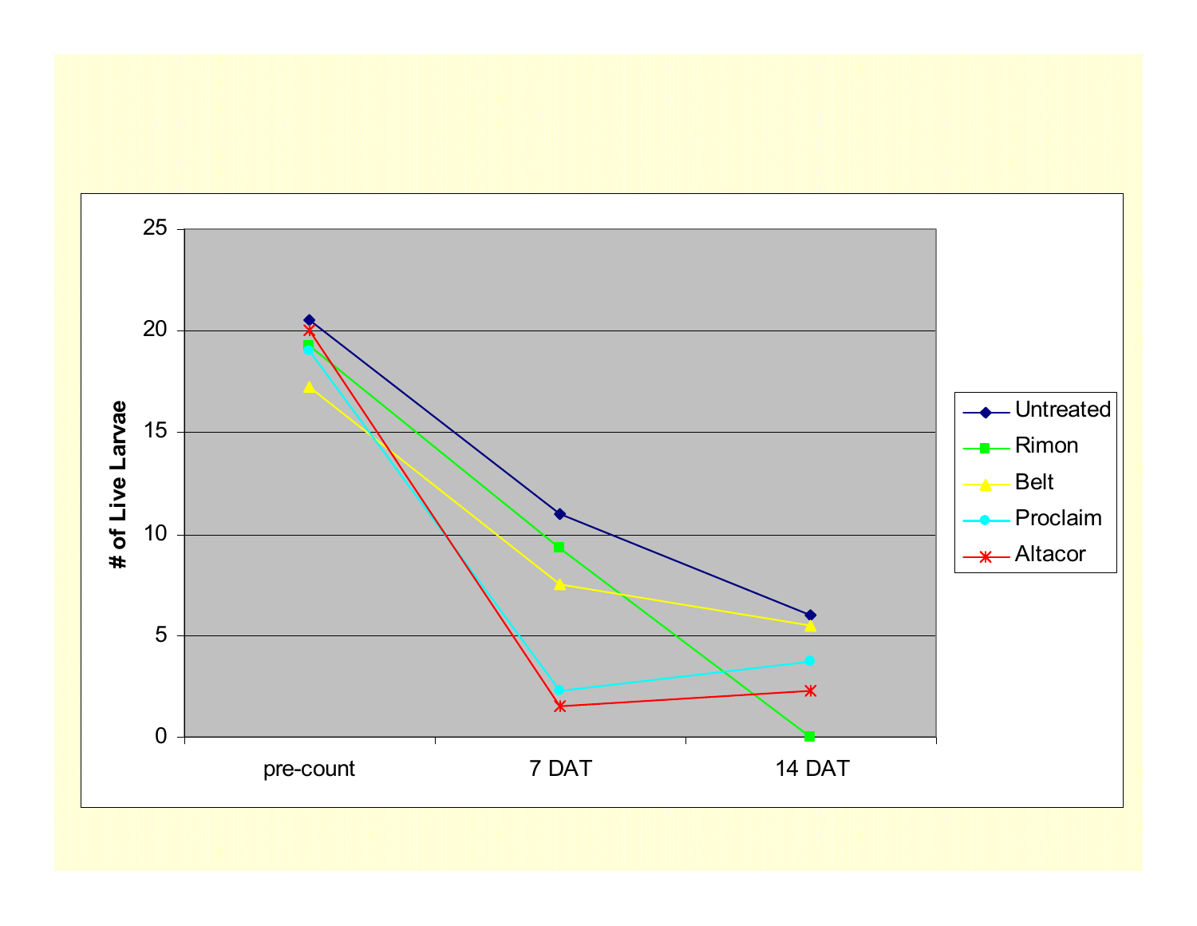# of Live Larvae

25
20
15
10
5
0

pre-count
7 DAT
14 DAT

- Untreated
- Rimon
- Belt
- Proclaim
- Altacor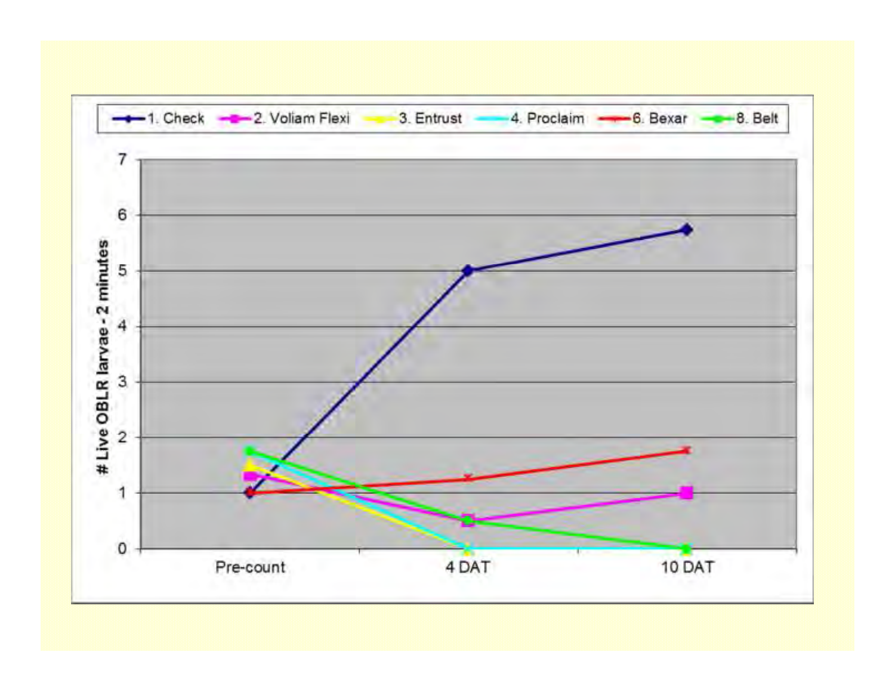1. Check, 2. Voliam Flexi, 3. Entrust, 4. Proclaim, 6. Bexar, 8. Belt

Y-axis: # Live OBLR larvae - 2 minutes (0–7)

X-axis: Pre-count, 4 DAT, 10 DAT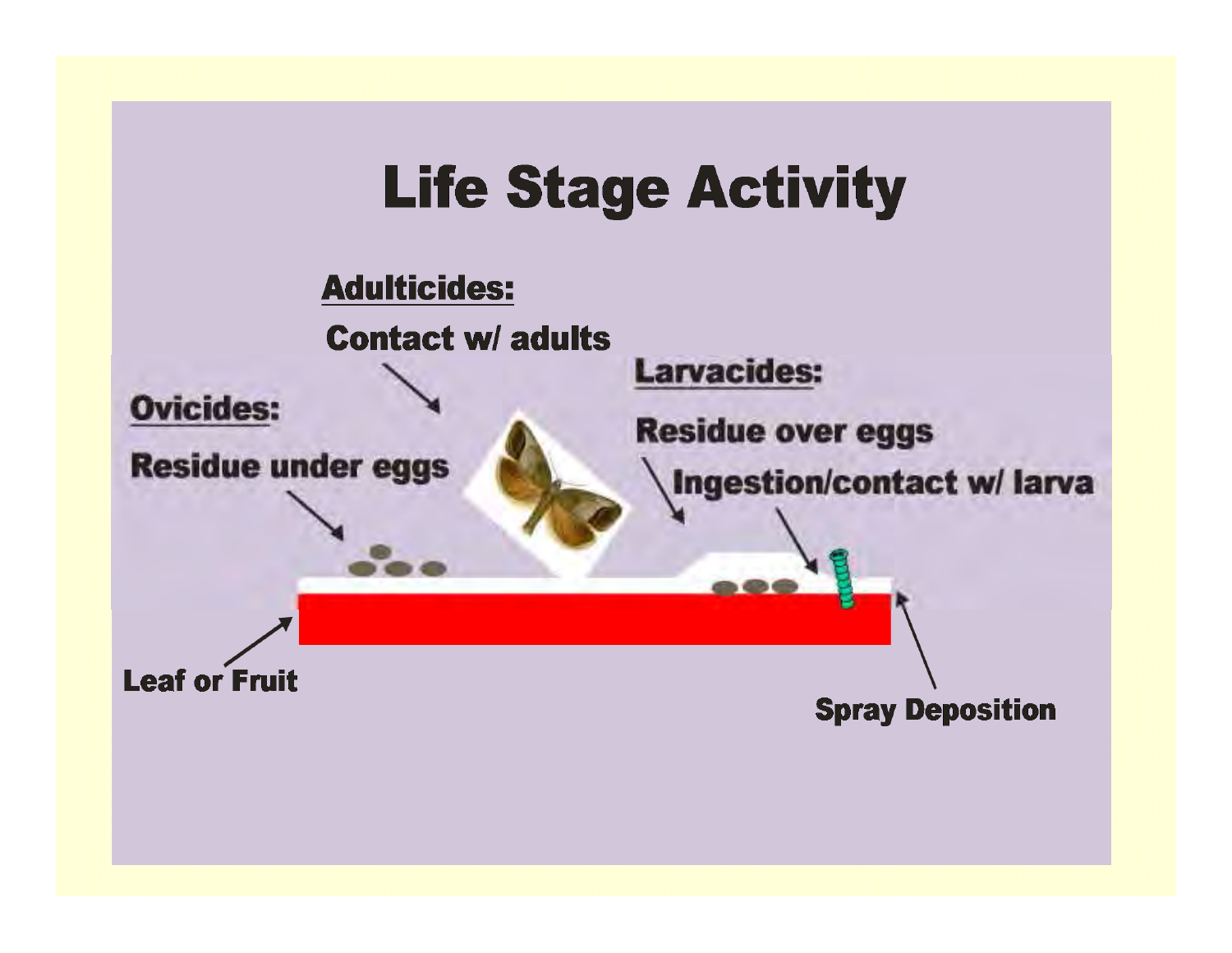# Life Stage Activity

**Adulticides:**

Contact w/ adults

**Ovicides:**

Residue under eggs

**Larvacides:**

Residue over eggs

Ingestion/contact w/ larva

Leaf or Fruit

Spray Deposition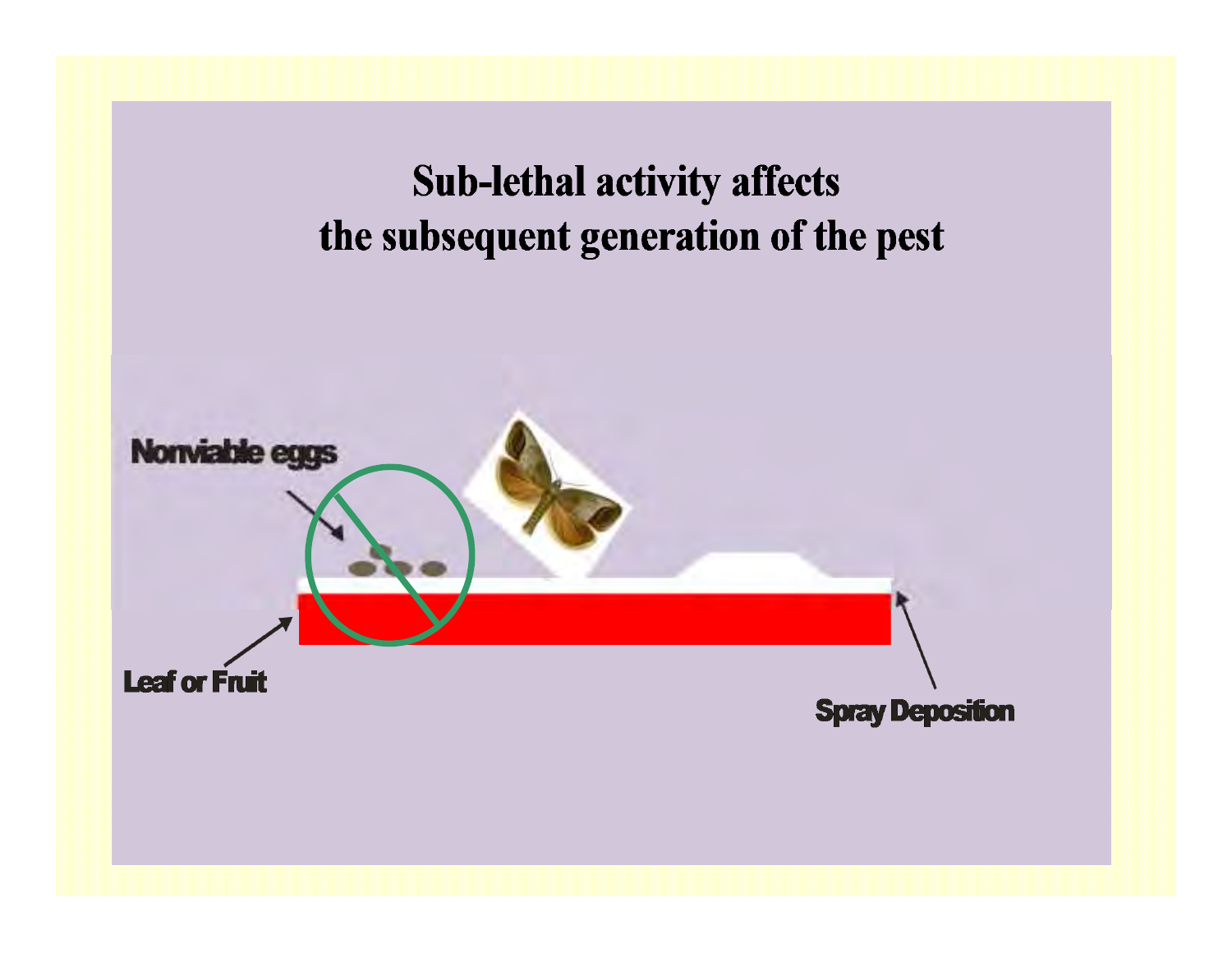# Sub-lethal activity affects the subsequent generation of the pest

Nonviable eggs

Leaf or Fruit

Spray Deposition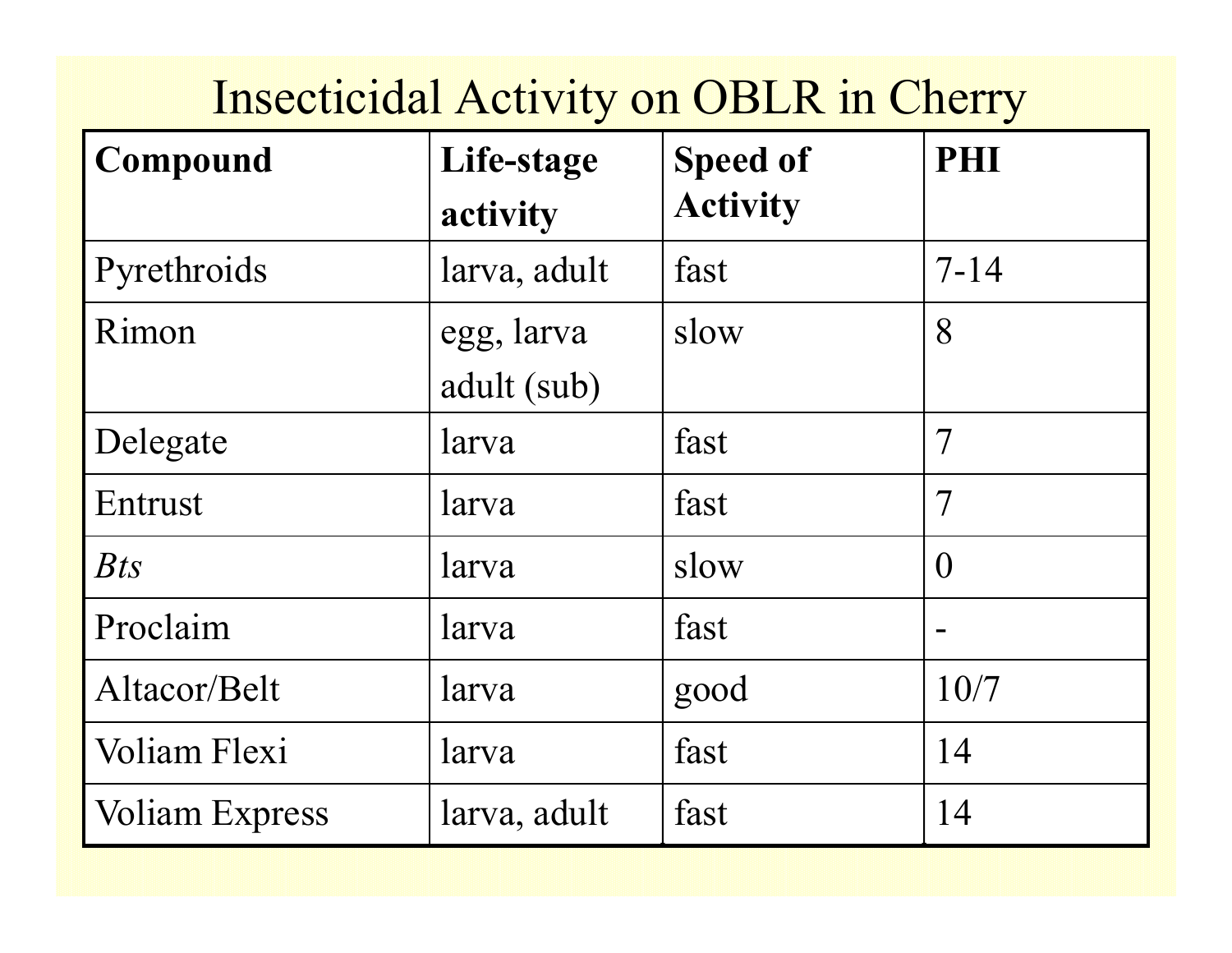# Insecticidal Activity on OBLR in Cherry

| Compound | Life-stage activity | Speed of Activity | PHI |
|---|---|---|---|
| Pyrethroids | larva, adult | fast | 7-14 |
| Rimon | egg, larva adult (sub) | slow | 8 |
| Delegate | larva | fast | 7 |
| Entrust | larva | fast | 7 |
| *Bts* | larva | slow | 0 |
| Proclaim | larva | fast | - |
| Altacor/Belt | larva | good | 10/7 |
| Voliam Flexi | larva | fast | 14 |
| Voliam Express | larva, adult | fast | 14 |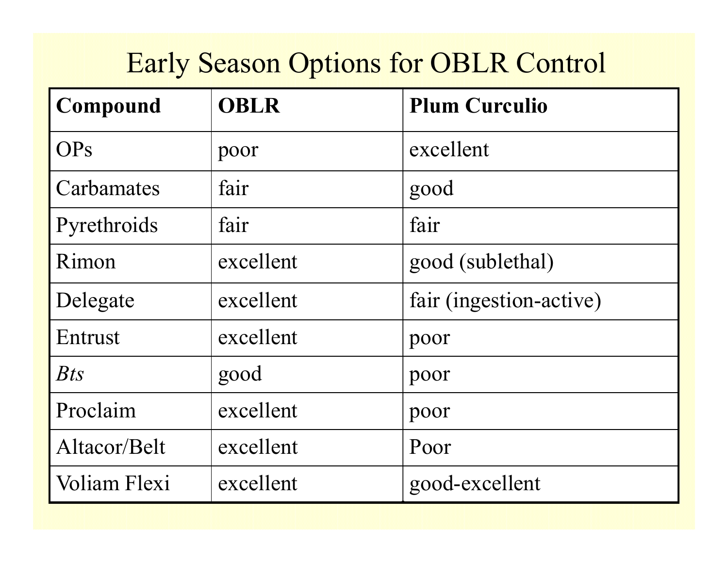# Early Season Options for OBLR Control

| Compound | OBLR | Plum Curculio |
| --- | --- | --- |
| OPs | poor | excellent |
| Carbamates | fair | good |
| Pyrethroids | fair | fair |
| Rimon | excellent | good (sublethal) |
| Delegate | excellent | fair (ingestion-active) |
| Entrust | excellent | poor |
| *Bts* | good | poor |
| Proclaim | excellent | poor |
| Altacor/Belt | excellent | Poor |
| Voliam Flexi | excellent | good-excellent |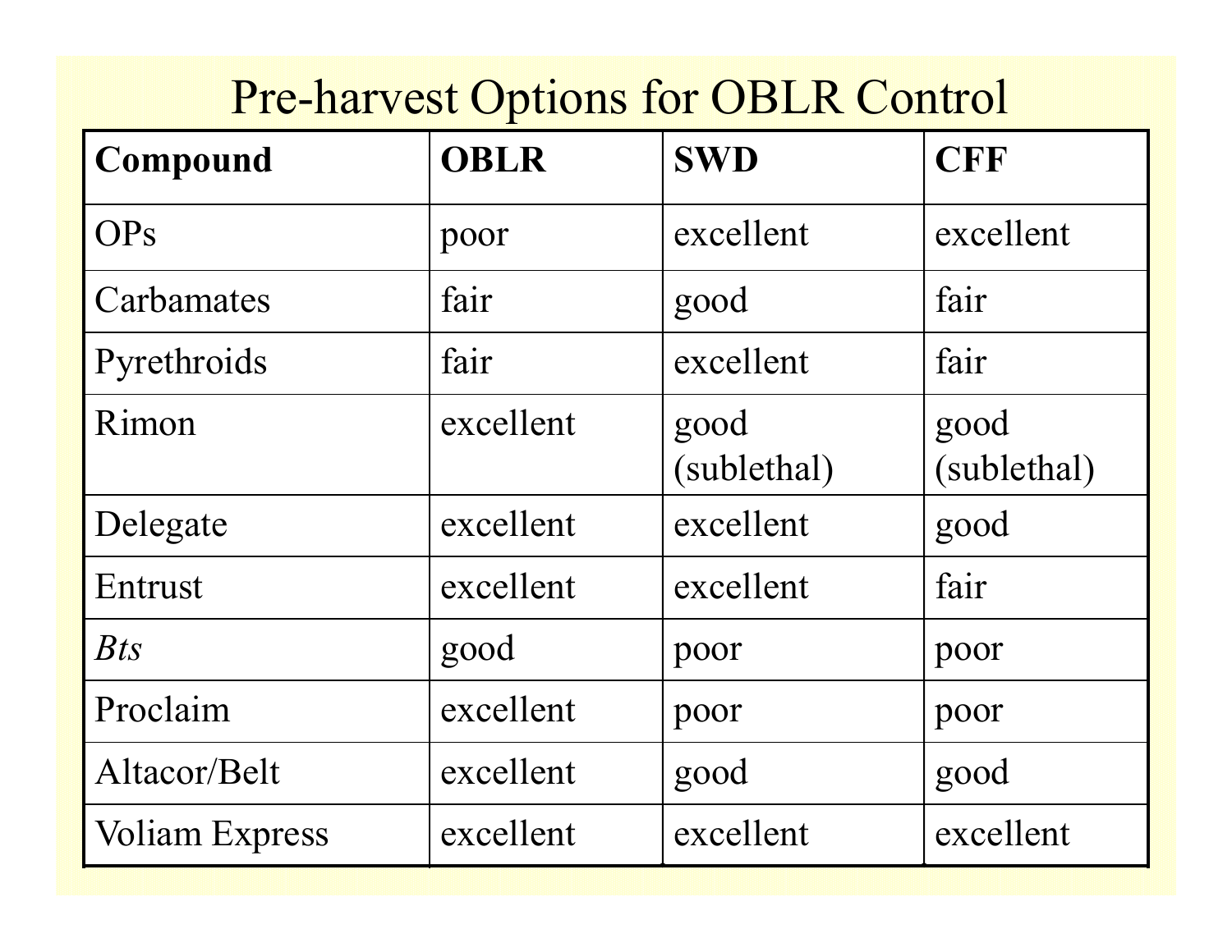# Pre-harvest Options for OBLR Control

| Compound | OBLR | SWD | CFF |
|---|---|---|---|
| OPs | poor | excellent | excellent |
| Carbamates | fair | good | fair |
| Pyrethroids | fair | excellent | fair |
| Rimon | excellent | good (sublethal) | good (sublethal) |
| Delegate | excellent | excellent | good |
| Entrust | excellent | excellent | fair |
| *Bts* | good | poor | poor |
| Proclaim | excellent | poor | poor |
| Altacor/Belt | excellent | good | good |
| Voliam Express | excellent | excellent | excellent |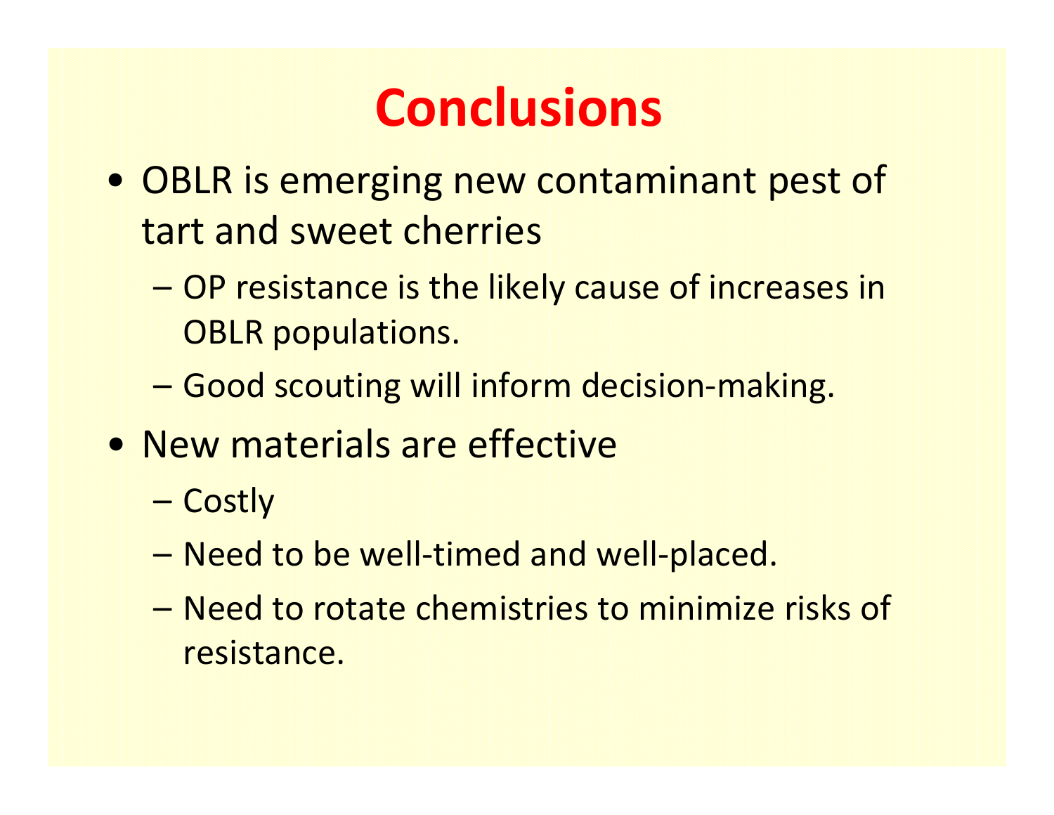# Conclusions

- OBLR is emerging new contaminant pest of tart and sweet cherries
  - OP resistance is the likely cause of increases in OBLR populations.
  - Good scouting will inform decision-making.
- New materials are effective
  - Costly
  - Need to be well-timed and well-placed.
  - Need to rotate chemistries to minimize risks of resistance.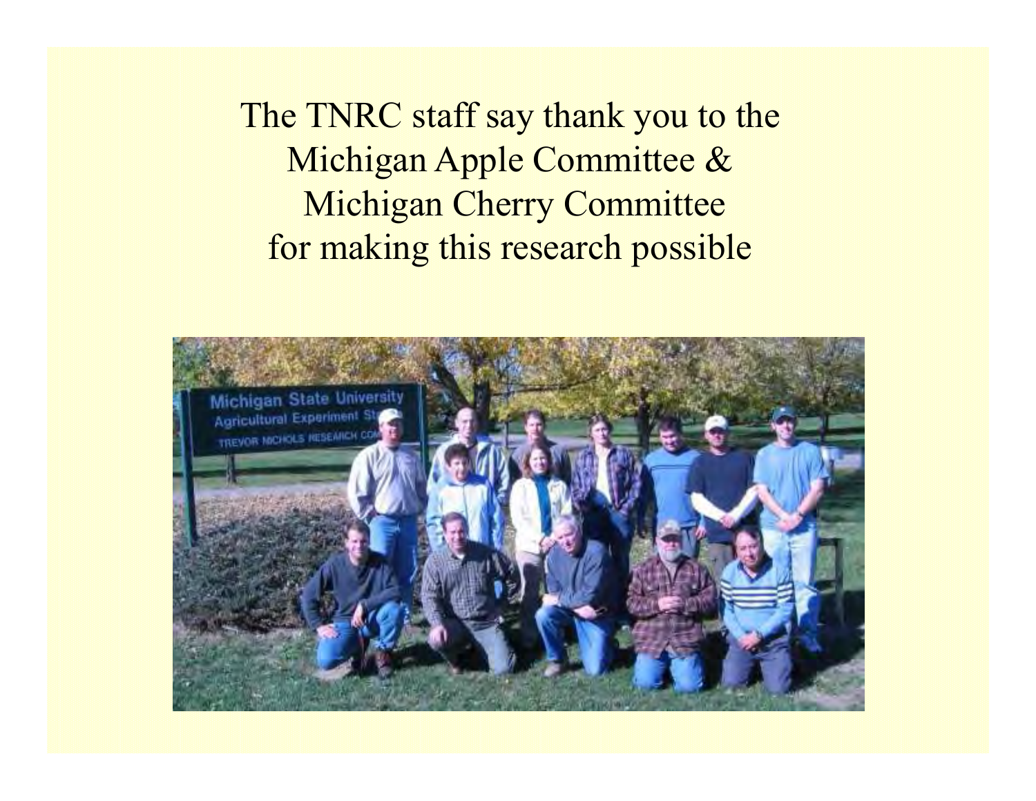The TNRC staff say thank you to the
Michigan Apple Committee &
Michigan Cherry Committee
for making this research possible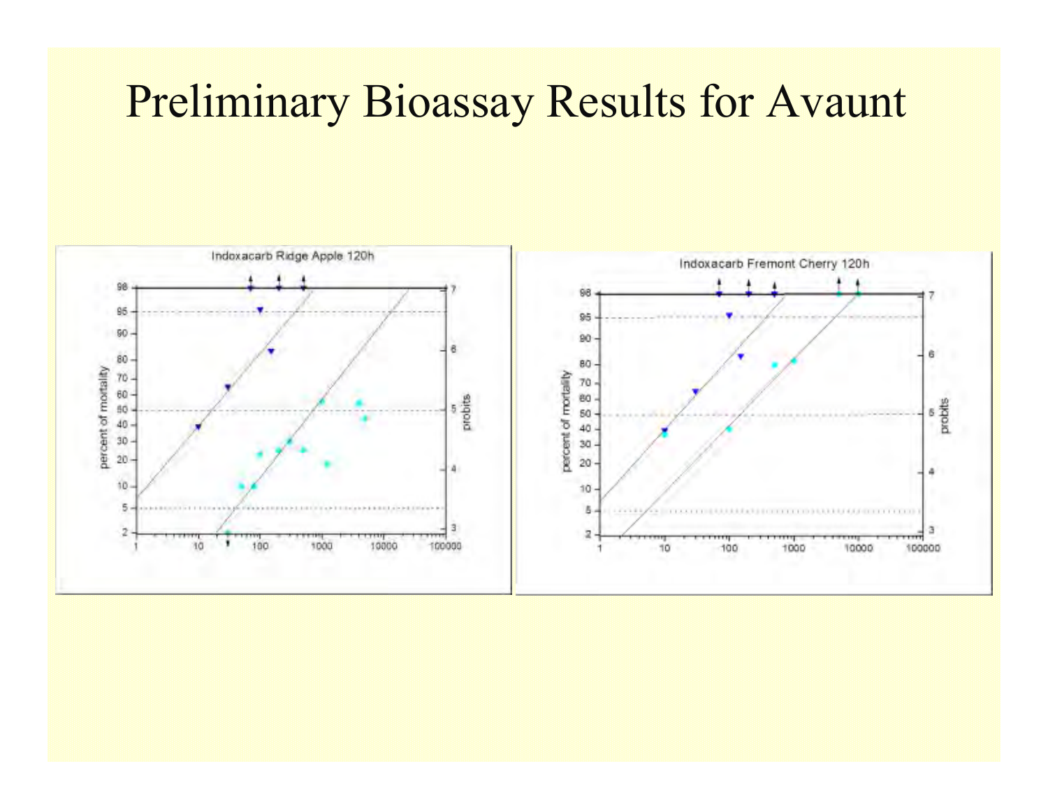# Preliminary Bioassay Results for Avaunt

Indoxacarb Ridge Apple 120h

percent of mortality

98
95
90
80
70
60
50
40
30
20
10
5
2

probits

7
6
5
4
3

1
10
100
1000
10000
100000

Indoxacarb Fremont Cherry 120h

percent of mortality

98
95
90
80
70
60
50
40
30
20
10
5
2

probits

7
6
5
4
3

1
10
100
1000
10000
100000